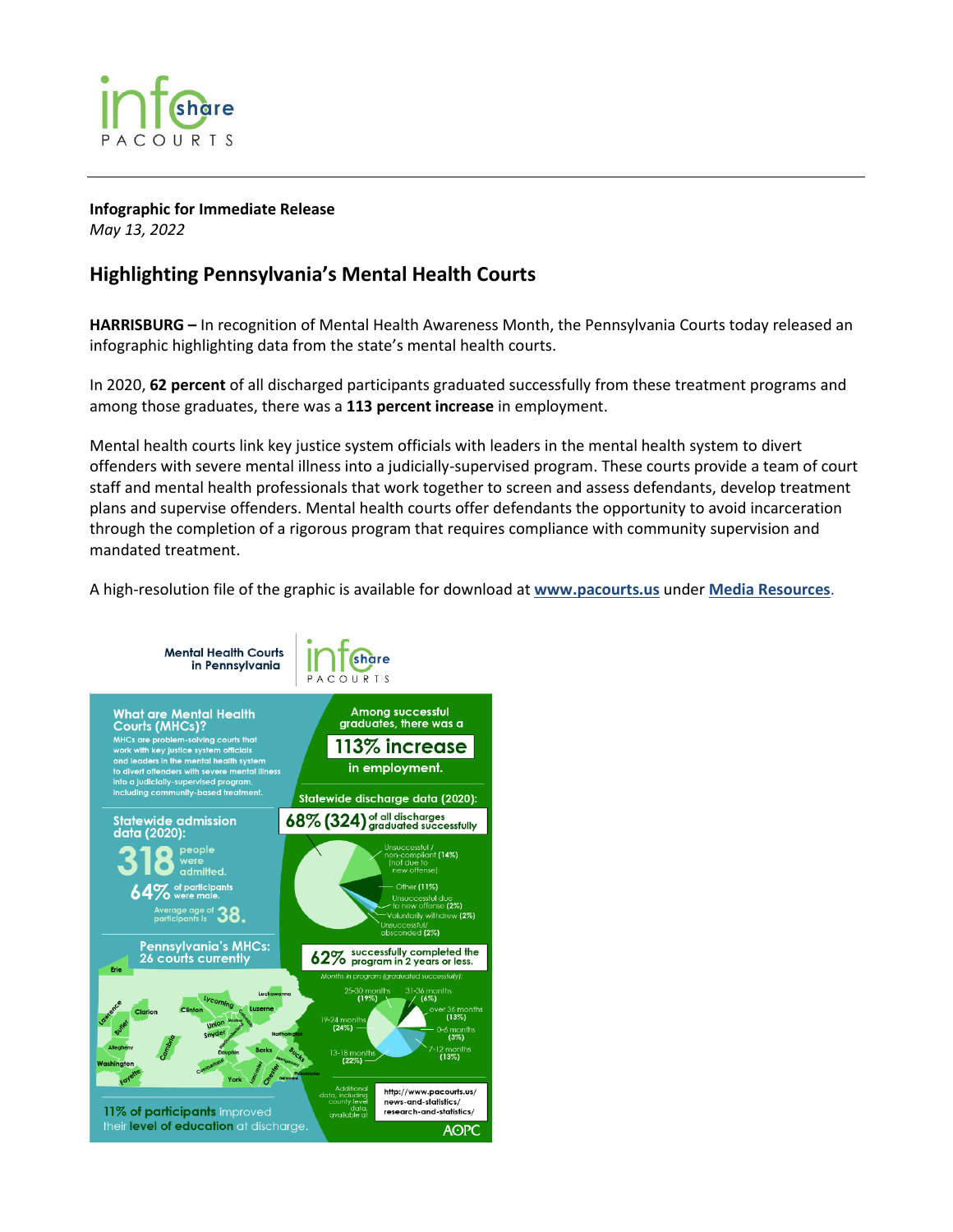**Infographic for Immediate Release**
*May 13, 2022*

## Highlighting Pennsylvania's Mental Health Courts

**HARRISBURG –** In recognition of Mental Health Awareness Month, the Pennsylvania Courts today released an infographic highlighting data from the state's mental health courts.

In 2020, **62 percent** of all discharged participants graduated successfully from these treatment programs and among those graduates, there was a **113 percent increase** in employment.

Mental health courts link key justice system officials with leaders in the mental health system to divert offenders with severe mental illness into a judicially-supervised program. These courts provide a team of court staff and mental health professionals that work together to screen and assess defendants, develop treatment plans and supervise offenders. Mental health courts offer defendants the opportunity to avoid incarceration through the completion of a rigorous program that requires compliance with community supervision and mandated treatment.

A high-resolution file of the graphic is available for download at **www.pacourts.us** under **Media Resources**.

### Mental Health Courts in Pennsylvania

**What are Mental Health Courts (MHCs)?**
MHCs are problem-solving courts that work with key justice system officials and leaders in the mental health system to divert offenders with severe mental illness into a judicially-supervised program, including community-based treatment.

Among successful graduates, there was a **113% increase** in employment.

**Statewide admission data (2020):**
- **318** people were admitted.
- **64%** of participants were male.
- Average age of participants is **38.**

**Statewide discharge data (2020):**
**68% (324)** of all discharges graduated successfully
- Unsuccessful / non-compliant (14%) (not due to new offense)
- Other (11%)
- Unsuccessful due to new offense (2%)
- Voluntarily withdrew (2%)
- Unsuccessful/absconded (2%)

**Pennsylvania's MHCs: 26 courts currently**
Erie, Lawrence, Butler, Clarion, Clinton, Lycoming, Lackawanna, Luzerne, Union, Snyder, Montour, Columbia, Northumberland, Northampton, Cambria, Allegheny, Washington, Fayette, Dauphin, Berks, Bucks, Montgomery, Cumberland, York, Lancaster, Chester, Delaware, Philadelphia

**62%** successfully completed the program in 2 years or less.
*Months in program (graduated successfully):*
- 0-6 months (3%)
- 7-12 months (13%)
- 13-18 months (22%)
- 19-24 months (24%)
- 25-30 months (19%)
- 31-36 months (6%)
- over 36 months (13%)

**11% of participants** improved their **level of education** at discharge.

Additional data, including county-level data, available at http://www.pacourts.us/news-and-statistics/research-and-statistics/

AOPC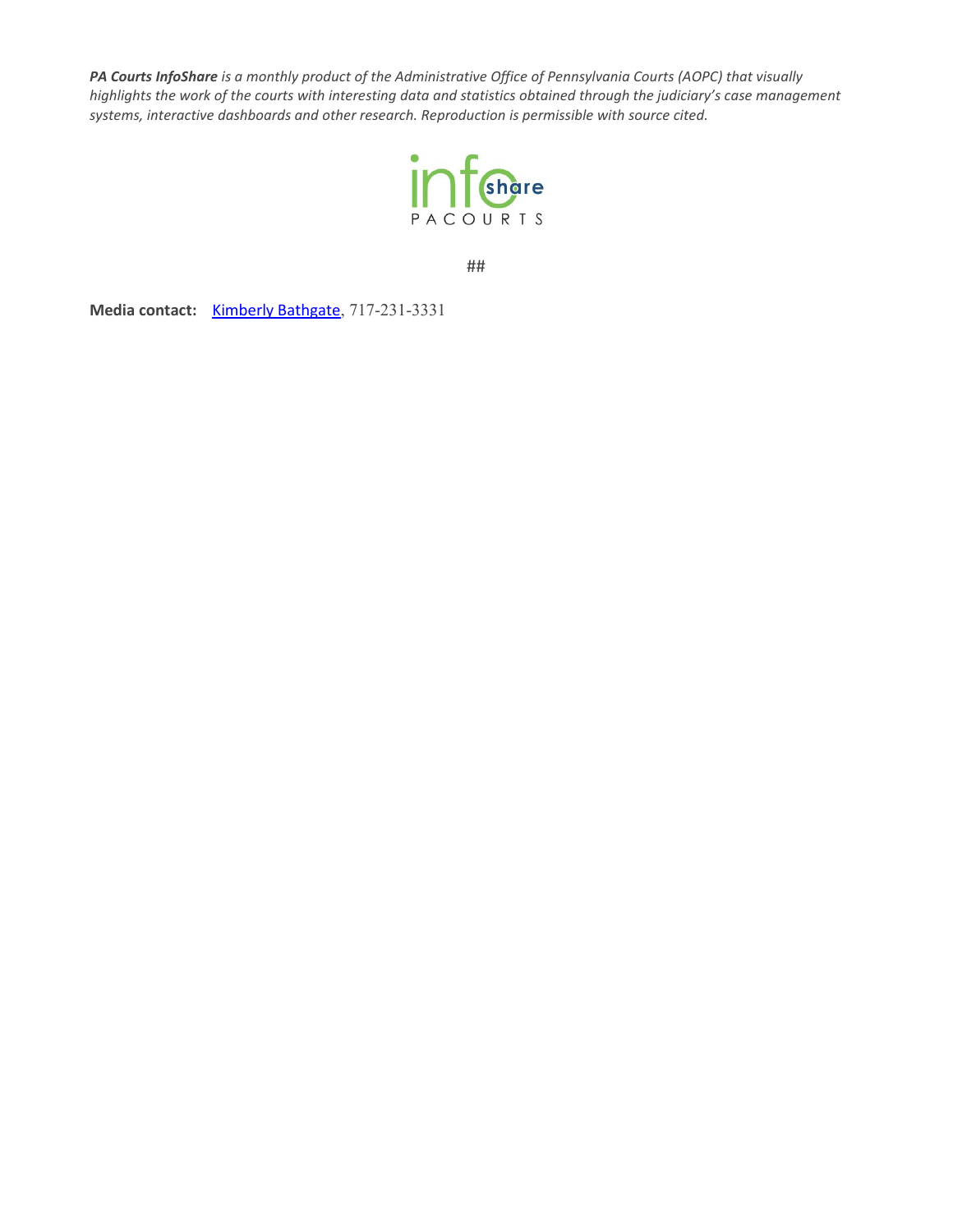***PA Courts InfoShare** is a monthly product of the Administrative Office of Pennsylvania Courts (AOPC) that visually highlights the work of the courts with interesting data and statistics obtained through the judiciary's case management systems, interactive dashboards and other research. Reproduction is permissible with source cited.*

##

**Media contact:** Kimberly Bathgate, 717-231-3331